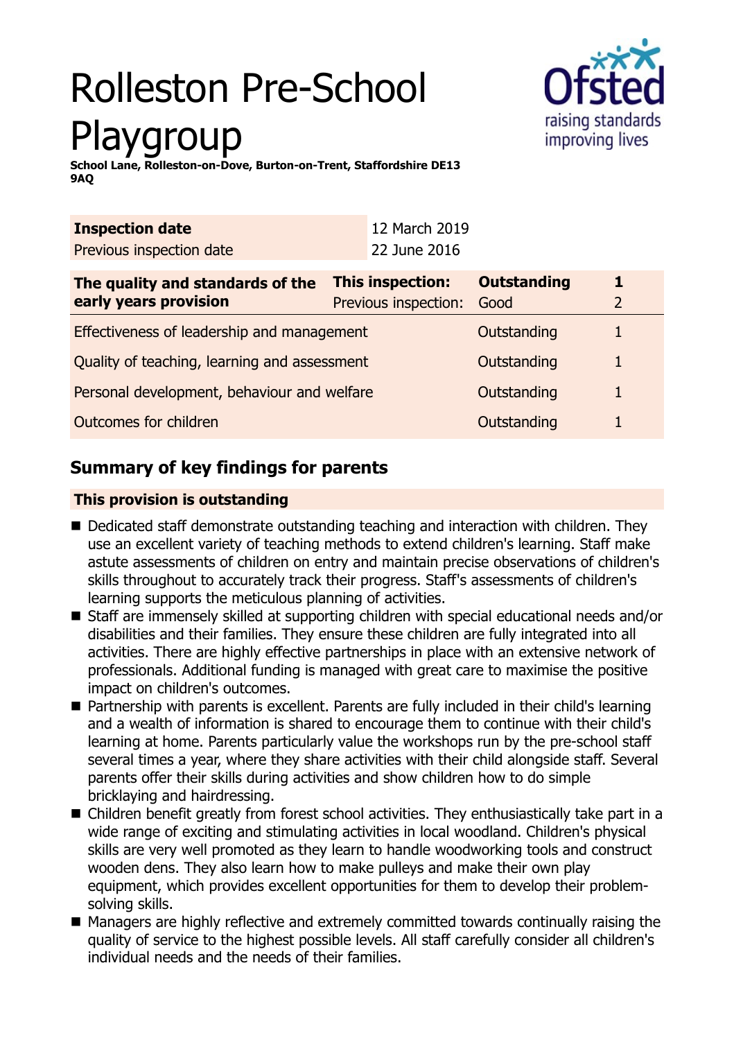# Rolleston Pre-School Playgroup

**School Lane, Rolleston-on-Dove, Burton-on-Trent, Staffordshire DE13 9AQ**

| **Inspection date** | 12 March 2019 |
|---|---|
| Previous inspection date | 22 June 2016 |

| **The quality and standards of the early years provision** | **This inspection:** | **Outstanding** | **1** |
|---|---|---|---|
| | Previous inspection: | Good | 2 |
| Effectiveness of leadership and management | | Outstanding | 1 |
| Quality of teaching, learning and assessment | | Outstanding | 1 |
| Personal development, behaviour and welfare | | Outstanding | 1 |
| Outcomes for children | | Outstanding | 1 |

## Summary of key findings for parents

**This provision is outstanding**

- Dedicated staff demonstrate outstanding teaching and interaction with children. They use an excellent variety of teaching methods to extend children's learning. Staff make astute assessments of children on entry and maintain precise observations of children's skills throughout to accurately track their progress. Staff's assessments of children's learning supports the meticulous planning of activities.
- Staff are immensely skilled at supporting children with special educational needs and/or disabilities and their families. They ensure these children are fully integrated into all activities. There are highly effective partnerships in place with an extensive network of professionals. Additional funding is managed with great care to maximise the positive impact on children's outcomes.
- Partnership with parents is excellent. Parents are fully included in their child's learning and a wealth of information is shared to encourage them to continue with their child's learning at home. Parents particularly value the workshops run by the pre-school staff several times a year, where they share activities with their child alongside staff. Several parents offer their skills during activities and show children how to do simple bricklaying and hairdressing.
- Children benefit greatly from forest school activities. They enthusiastically take part in a wide range of exciting and stimulating activities in local woodland. Children's physical skills are very well promoted as they learn to handle woodworking tools and construct wooden dens. They also learn how to make pulleys and make their own play equipment, which provides excellent opportunities for them to develop their problem-solving skills.
- Managers are highly reflective and extremely committed towards continually raising the quality of service to the highest possible levels. All staff carefully consider all children's individual needs and the needs of their families.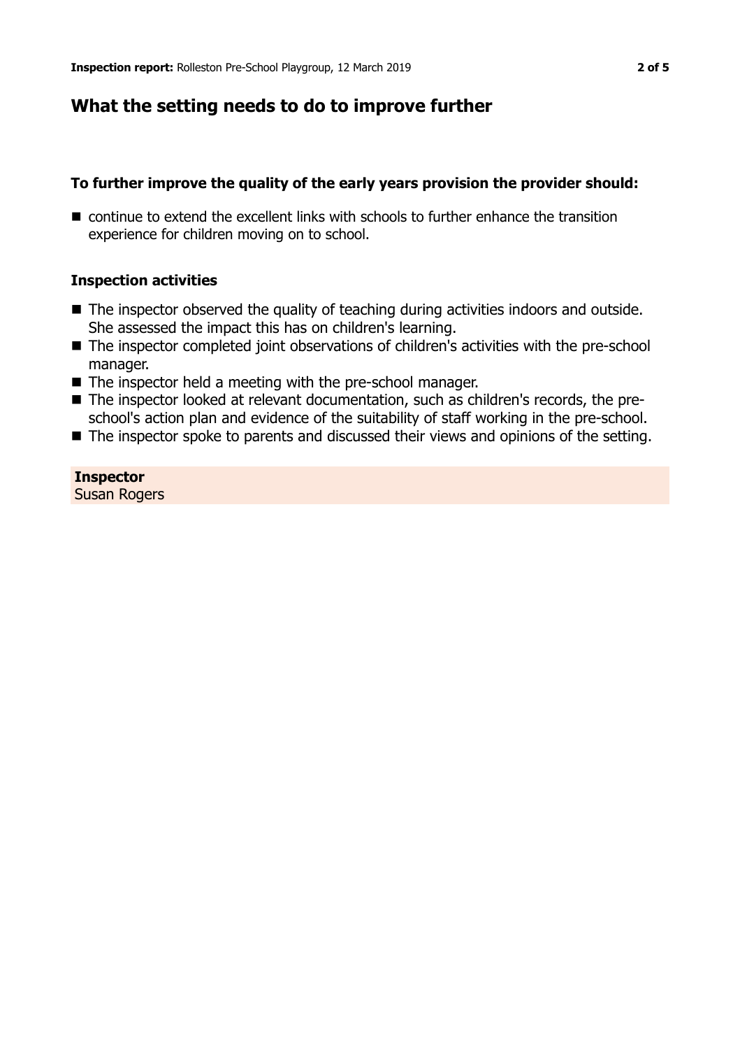## What the setting needs to do to improve further

### To further improve the quality of the early years provision the provider should:

- continue to extend the excellent links with schools to further enhance the transition experience for children moving on to school.

### Inspection activities

- The inspector observed the quality of teaching during activities indoors and outside. She assessed the impact this has on children's learning.
- The inspector completed joint observations of children's activities with the pre-school manager.
- The inspector held a meeting with the pre-school manager.
- The inspector looked at relevant documentation, such as children's records, the pre-school's action plan and evidence of the suitability of staff working in the pre-school.
- The inspector spoke to parents and discussed their views and opinions of the setting.

**Inspector**
Susan Rogers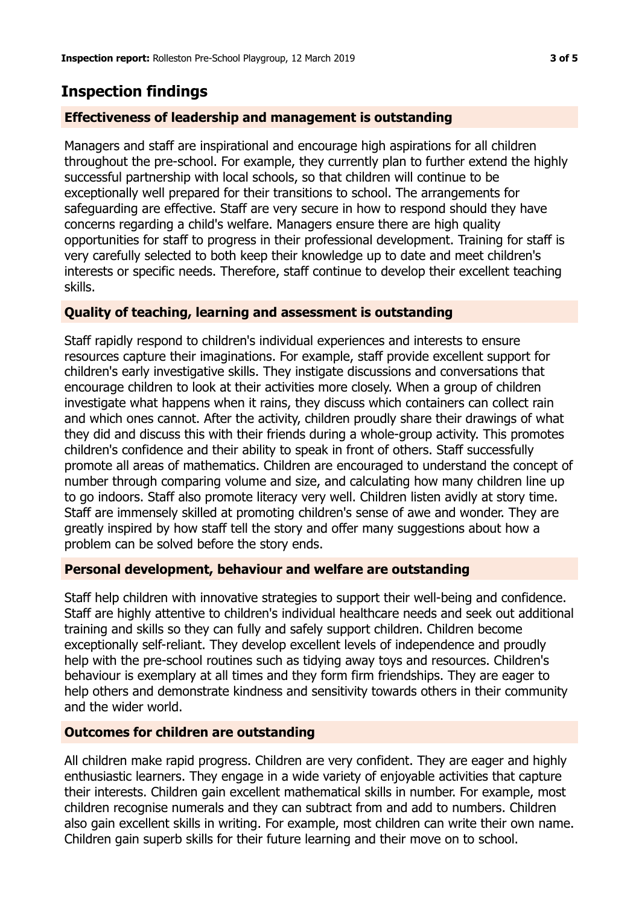## Inspection findings

### Effectiveness of leadership and management is outstanding

Managers and staff are inspirational and encourage high aspirations for all children throughout the pre-school. For example, they currently plan to further extend the highly successful partnership with local schools, so that children will continue to be exceptionally well prepared for their transitions to school. The arrangements for safeguarding are effective. Staff are very secure in how to respond should they have concerns regarding a child's welfare. Managers ensure there are high quality opportunities for staff to progress in their professional development. Training for staff is very carefully selected to both keep their knowledge up to date and meet children's interests or specific needs. Therefore, staff continue to develop their excellent teaching skills.

### Quality of teaching, learning and assessment is outstanding

Staff rapidly respond to children's individual experiences and interests to ensure resources capture their imaginations. For example, staff provide excellent support for children's early investigative skills. They instigate discussions and conversations that encourage children to look at their activities more closely. When a group of children investigate what happens when it rains, they discuss which containers can collect rain and which ones cannot. After the activity, children proudly share their drawings of what they did and discuss this with their friends during a whole-group activity. This promotes children's confidence and their ability to speak in front of others. Staff successfully promote all areas of mathematics. Children are encouraged to understand the concept of number through comparing volume and size, and calculating how many children line up to go indoors. Staff also promote literacy very well. Children listen avidly at story time. Staff are immensely skilled at promoting children's sense of awe and wonder. They are greatly inspired by how staff tell the story and offer many suggestions about how a problem can be solved before the story ends.

### Personal development, behaviour and welfare are outstanding

Staff help children with innovative strategies to support their well-being and confidence. Staff are highly attentive to children's individual healthcare needs and seek out additional training and skills so they can fully and safely support children. Children become exceptionally self-reliant. They develop excellent levels of independence and proudly help with the pre-school routines such as tidying away toys and resources. Children's behaviour is exemplary at all times and they form firm friendships. They are eager to help others and demonstrate kindness and sensitivity towards others in their community and the wider world.

### Outcomes for children are outstanding

All children make rapid progress. Children are very confident. They are eager and highly enthusiastic learners. They engage in a wide variety of enjoyable activities that capture their interests. Children gain excellent mathematical skills in number. For example, most children recognise numerals and they can subtract from and add to numbers. Children also gain excellent skills in writing. For example, most children can write their own name. Children gain superb skills for their future learning and their move on to school.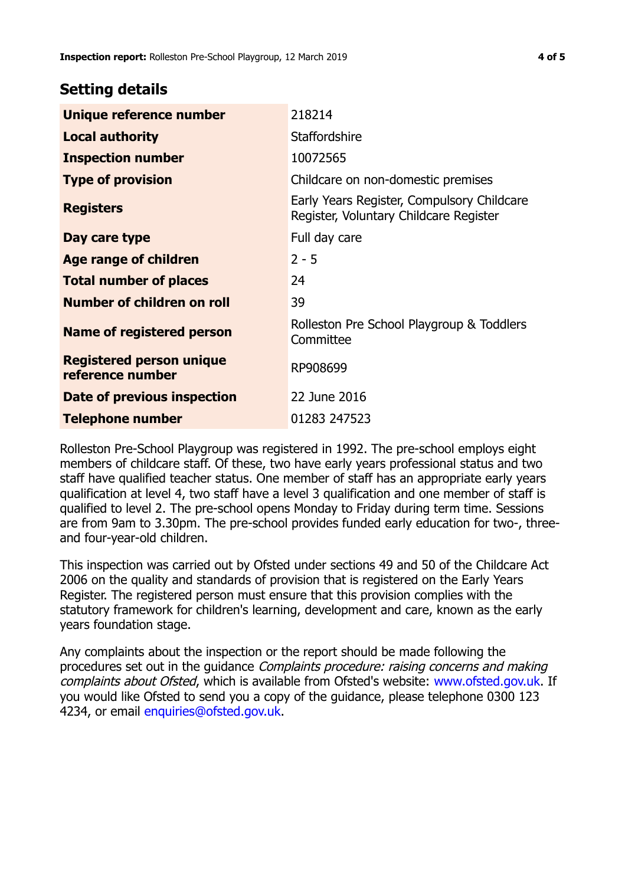## Setting details

| | |
|---|---|
| **Unique reference number** | 218214 |
| **Local authority** | Staffordshire |
| **Inspection number** | 10072565 |
| **Type of provision** | Childcare on non-domestic premises |
| **Registers** | Early Years Register, Compulsory Childcare Register, Voluntary Childcare Register |
| **Day care type** | Full day care |
| **Age range of children** | 2 - 5 |
| **Total number of places** | 24 |
| **Number of children on roll** | 39 |
| **Name of registered person** | Rolleston Pre School Playgroup & Toddlers Committee |
| **Registered person unique reference number** | RP908699 |
| **Date of previous inspection** | 22 June 2016 |
| **Telephone number** | 01283 247523 |

Rolleston Pre-School Playgroup was registered in 1992. The pre-school employs eight members of childcare staff. Of these, two have early years professional status and two staff have qualified teacher status. One member of staff has an appropriate early years qualification at level 4, two staff have a level 3 qualification and one member of staff is qualified to level 2. The pre-school opens Monday to Friday during term time. Sessions are from 9am to 3.30pm. The pre-school provides funded early education for two-, three- and four-year-old children.

This inspection was carried out by Ofsted under sections 49 and 50 of the Childcare Act 2006 on the quality and standards of provision that is registered on the Early Years Register. The registered person must ensure that this provision complies with the statutory framework for children's learning, development and care, known as the early years foundation stage.

Any complaints about the inspection or the report should be made following the procedures set out in the guidance *Complaints procedure: raising concerns and making complaints about Ofsted*, which is available from Ofsted's website: www.ofsted.gov.uk. If you would like Ofsted to send you a copy of the guidance, please telephone 0300 123 4234, or email enquiries@ofsted.gov.uk.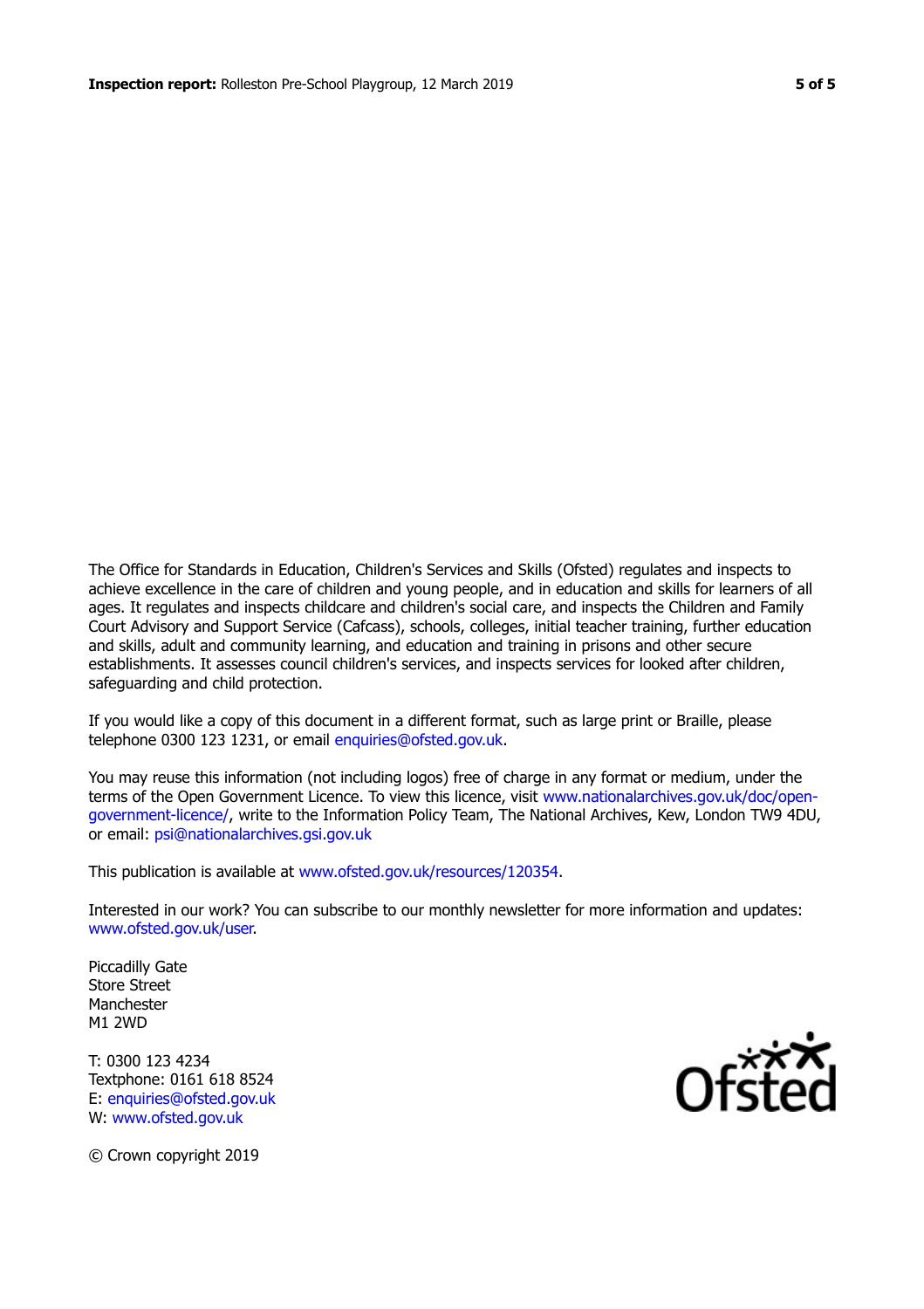The Office for Standards in Education, Children's Services and Skills (Ofsted) regulates and inspects to achieve excellence in the care of children and young people, and in education and skills for learners of all ages. It regulates and inspects childcare and children's social care, and inspects the Children and Family Court Advisory and Support Service (Cafcass), schools, colleges, initial teacher training, further education and skills, adult and community learning, and education and training in prisons and other secure establishments. It assesses council children's services, and inspects services for looked after children, safeguarding and child protection.

If you would like a copy of this document in a different format, such as large print or Braille, please telephone 0300 123 1231, or email enquiries@ofsted.gov.uk.

You may reuse this information (not including logos) free of charge in any format or medium, under the terms of the Open Government Licence. To view this licence, visit www.nationalarchives.gov.uk/doc/open-government-licence/, write to the Information Policy Team, The National Archives, Kew, London TW9 4DU, or email: psi@nationalarchives.gsi.gov.uk

This publication is available at www.ofsted.gov.uk/resources/120354.

Interested in our work? You can subscribe to our monthly newsletter for more information and updates: www.ofsted.gov.uk/user.

Piccadilly Gate
Store Street
Manchester
M1 2WD

T: 0300 123 4234
Textphone: 0161 618 8524
E: enquiries@ofsted.gov.uk
W: www.ofsted.gov.uk

© Crown copyright 2019